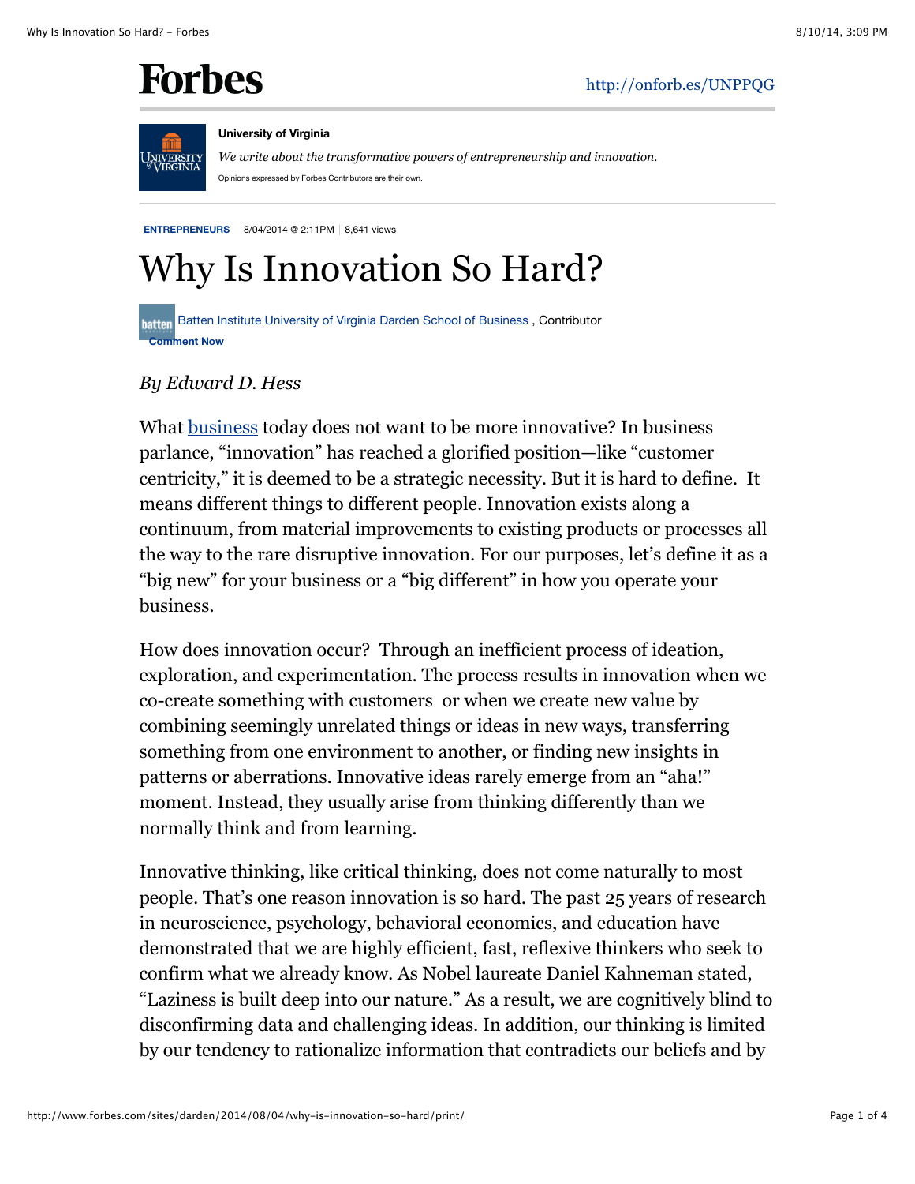Forbes

http://onforb.es/UNPPQG

**University of Virginia**

*We write about the transformative powers of entrepreneurship and innovation.*

Opinions expressed by Forbes Contributors are their own.

**ENTREPRENEURS** 8/04/2014 @ 2:11PM | 8,641 views

# Why Is Innovation So Hard?

Batten Institute University of Virginia Darden School of Business, Contributor

**Comment Now**

*By Edward D. Hess*

What business today does not want to be more innovative? In business parlance, "innovation" has reached a glorified position—like "customer centricity," it is deemed to be a strategic necessity. But it is hard to define. It means different things to different people. Innovation exists along a continuum, from material improvements to existing products or processes all the way to the rare disruptive innovation. For our purposes, let's define it as a "big new" for your business or a "big different" in how you operate your business.

How does innovation occur? Through an inefficient process of ideation, exploration, and experimentation. The process results in innovation when we co-create something with customers or when we create new value by combining seemingly unrelated things or ideas in new ways, transferring something from one environment to another, or finding new insights in patterns or aberrations. Innovative ideas rarely emerge from an "aha!" moment. Instead, they usually arise from thinking differently than we normally think and from learning.

Innovative thinking, like critical thinking, does not come naturally to most people. That's one reason innovation is so hard. The past 25 years of research in neuroscience, psychology, behavioral economics, and education have demonstrated that we are highly efficient, fast, reflexive thinkers who seek to confirm what we already know. As Nobel laureate Daniel Kahneman stated, "Laziness is built deep into our nature." As a result, we are cognitively blind to disconfirming data and challenging ideas. In addition, our thinking is limited by our tendency to rationalize information that contradicts our beliefs and by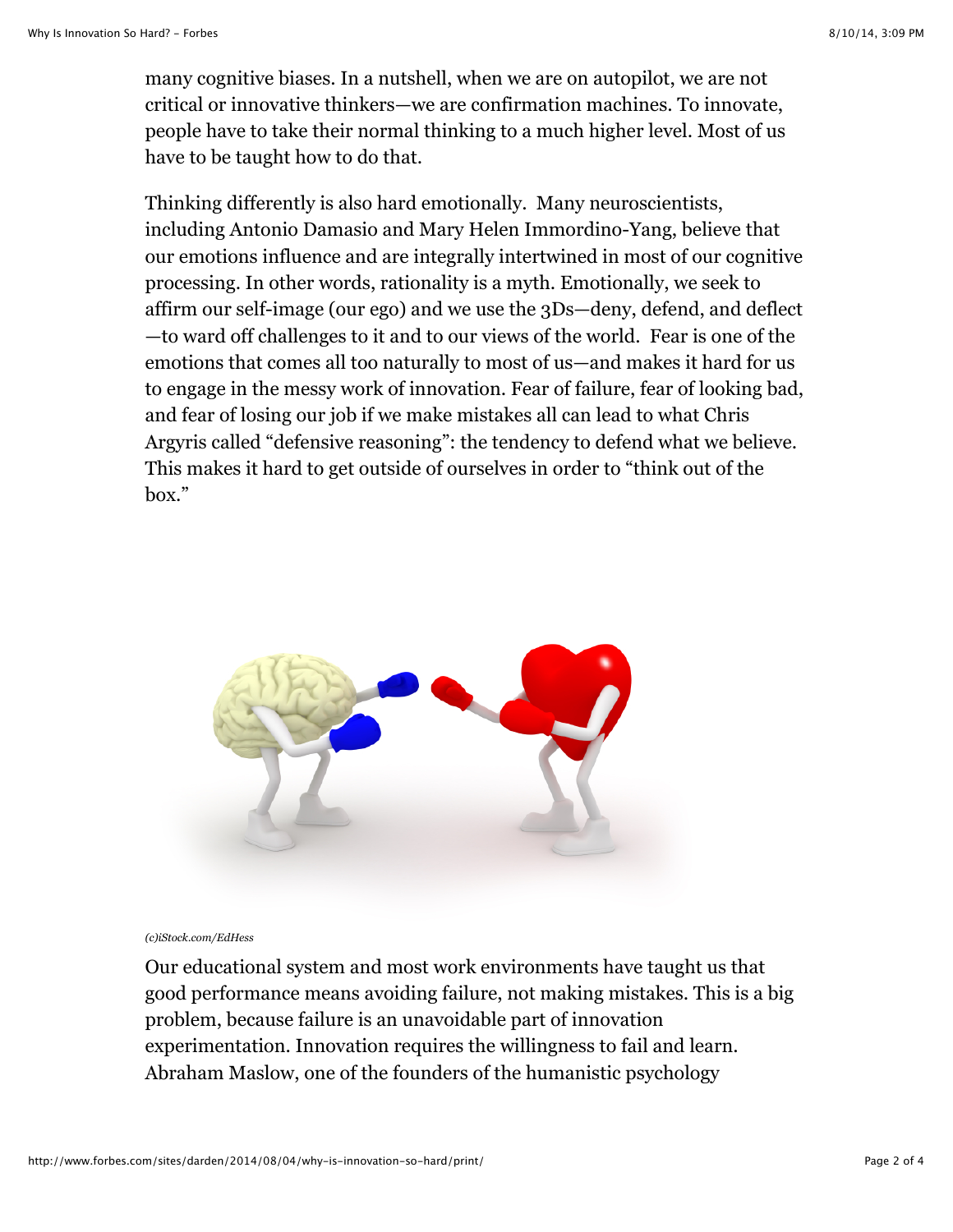many cognitive biases. In a nutshell, when we are on autopilot, we are not critical or innovative thinkers—we are confirmation machines. To innovate, people have to take their normal thinking to a much higher level. Most of us have to be taught how to do that.

Thinking differently is also hard emotionally. Many neuroscientists, including Antonio Damasio and Mary Helen Immordino-Yang, believe that our emotions influence and are integrally intertwined in most of our cognitive processing. In other words, rationality is a myth. Emotionally, we seek to affirm our self-image (our ego) and we use the 3Ds—deny, defend, and deflect—to ward off challenges to it and to our views of the world. Fear is one of the emotions that comes all too naturally to most of us—and makes it hard for us to engage in the messy work of innovation. Fear of failure, fear of looking bad, and fear of losing our job if we make mistakes all can lead to what Chris Argyris called "defensive reasoning": the tendency to defend what we believe. This makes it hard to get outside of ourselves in order to "think out of the box."

*(c)iStock.com/EdHess*

Our educational system and most work environments have taught us that good performance means avoiding failure, not making mistakes. This is a big problem, because failure is an unavoidable part of innovation experimentation. Innovation requires the willingness to fail and learn. Abraham Maslow, one of the founders of the humanistic psychology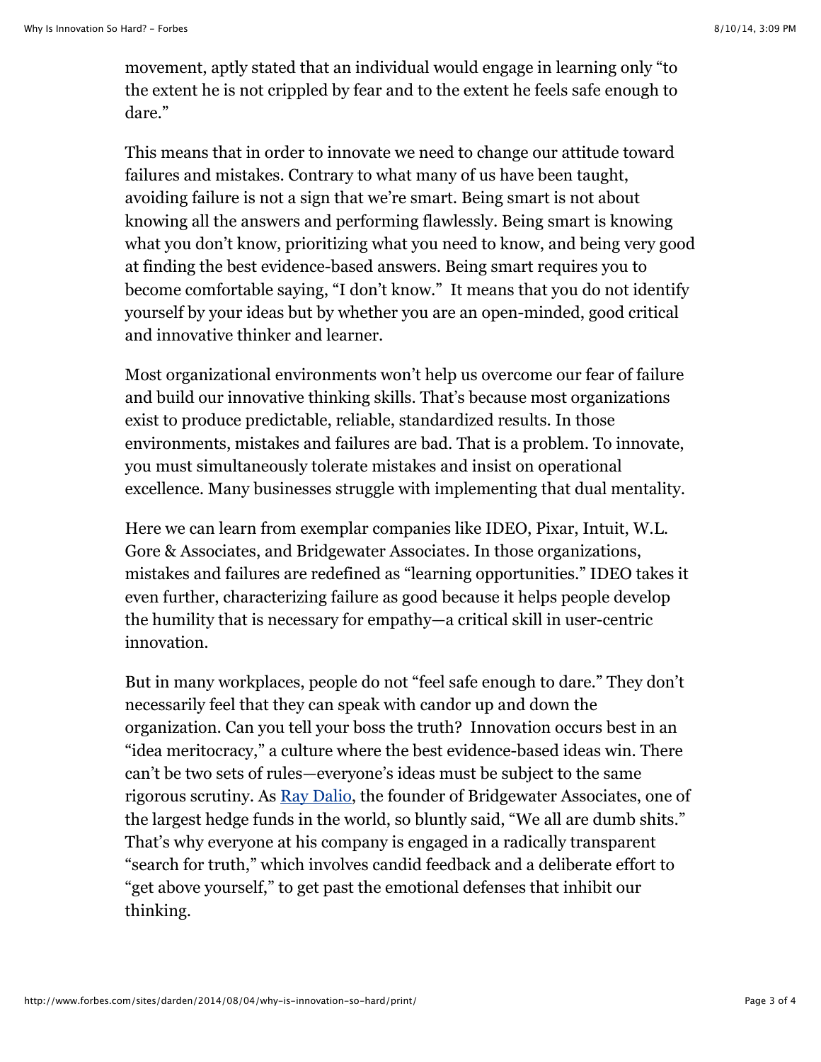movement, aptly stated that an individual would engage in learning only "to the extent he is not crippled by fear and to the extent he feels safe enough to dare."

This means that in order to innovate we need to change our attitude toward failures and mistakes. Contrary to what many of us have been taught, avoiding failure is not a sign that we're smart. Being smart is not about knowing all the answers and performing flawlessly. Being smart is knowing what you don't know, prioritizing what you need to know, and being very good at finding the best evidence-based answers. Being smart requires you to become comfortable saying, "I don't know." It means that you do not identify yourself by your ideas but by whether you are an open-minded, good critical and innovative thinker and learner.

Most organizational environments won't help us overcome our fear of failure and build our innovative thinking skills. That's because most organizations exist to produce predictable, reliable, standardized results. In those environments, mistakes and failures are bad. That is a problem. To innovate, you must simultaneously tolerate mistakes and insist on operational excellence. Many businesses struggle with implementing that dual mentality.

Here we can learn from exemplar companies like IDEO, Pixar, Intuit, W.L. Gore & Associates, and Bridgewater Associates. In those organizations, mistakes and failures are redefined as "learning opportunities." IDEO takes it even further, characterizing failure as good because it helps people develop the humility that is necessary for empathy—a critical skill in user-centric innovation.

But in many workplaces, people do not "feel safe enough to dare." They don't necessarily feel that they can speak with candor up and down the organization. Can you tell your boss the truth? Innovation occurs best in an "idea meritocracy," a culture where the best evidence-based ideas win. There can't be two sets of rules—everyone's ideas must be subject to the same rigorous scrutiny. As Ray Dalio, the founder of Bridgewater Associates, one of the largest hedge funds in the world, so bluntly said, "We all are dumb shits." That's why everyone at his company is engaged in a radically transparent "search for truth," which involves candid feedback and a deliberate effort to "get above yourself," to get past the emotional defenses that inhibit our thinking.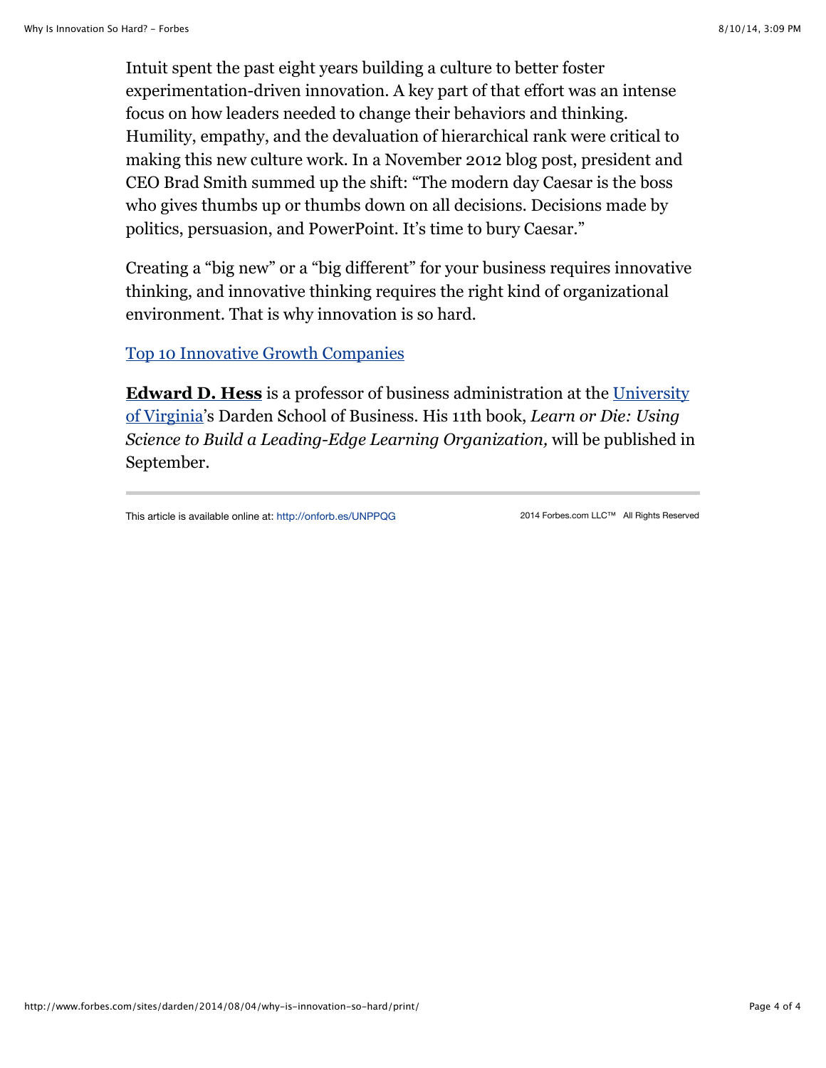Intuit spent the past eight years building a culture to better foster experimentation-driven innovation. A key part of that effort was an intense focus on how leaders needed to change their behaviors and thinking. Humility, empathy, and the devaluation of hierarchical rank were critical to making this new culture work. In a November 2012 blog post, president and CEO Brad Smith summed up the shift: "The modern day Caesar is the boss who gives thumbs up or thumbs down on all decisions. Decisions made by politics, persuasion, and PowerPoint. It's time to bury Caesar."

Creating a "big new" or a "big different" for your business requires innovative thinking, and innovative thinking requires the right kind of organizational environment. That is why innovation is so hard.

Top 10 Innovative Growth Companies

**Edward D. Hess** is a professor of business administration at the University of Virginia's Darden School of Business. His 11th book, *Learn or Die: Using Science to Build a Leading-Edge Learning Organization,* will be published in September.

---

This article is available online at: http://onforb.es/UNPPQG

2014 Forbes.com LLC™ All Rights Reserved